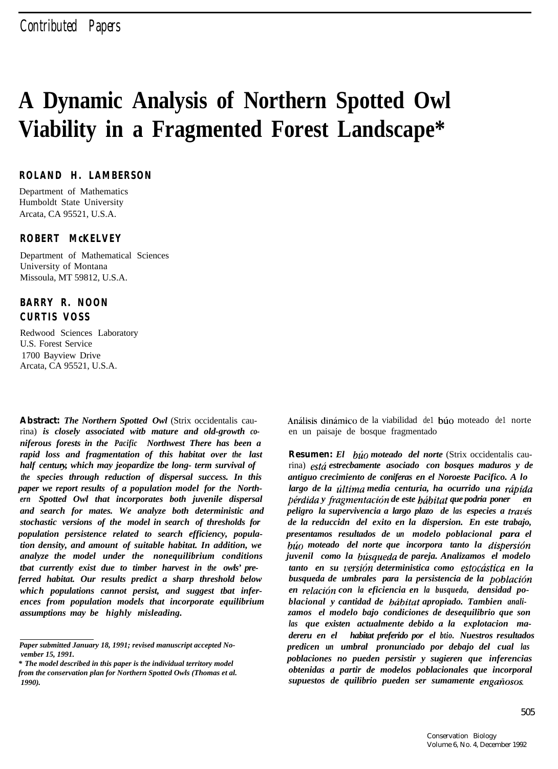Contributed Papers

# A Dynamic Analysis of Northern Spotted Owl Viability in a Fragmented Forest Landscape*

**ROLAND H. LAMBERSON**

Department of Mathematics
Humboldt State University
Arcata, CA 95521, U.S.A.

**ROBERT McKELVEY**

Department of Mathematical Sciences
University of Montana
Missoula, MT 59812, U.S.A.

**BARRY R. NOON**
**CURTIS VOSS**

Redwood Sciences Laboratory
U.S. Forest Service
1700 Bayview Drive
Arcata, CA 95521, U.S.A.

**Abstract:** ***The Northern Spotted Owl*** (Strix occidentalis caurina) ***is closely associated witb mature and old-growth coniferous forests in the Pacific Northwest There has been a rapid loss and fragmentation of this habitat over the last half century, which may jeopardize tbe long- term survival of the species through reduction of dispersal success. In this paper we report results of a population model for the Northern Spotted Owl that incorporates both juvenile dispersal and search for mates. We analyze both deterministic and stochastic versions of the model in search of thresholds for population persistence related to search efficiency, population density, and amount of suitable habitat. In addition, we analyze the model under the nonequilibrium conditions tbat currently exist due to timber harvest in the owls' preferred habitat. Our results predict a sharp threshold below which populations cannot persist, and suggest tbat inferences from population models that incorporate equilibrium assumptions may be highly misleading.***

Análisis dinámico de la viabilidad de1 búo moteado de1 norte en un paisaje de bosque fragmentado

**Resumen:** ***El búo moteado del norte*** (Strix occidentalis caurina) ***está estrecbamente asociado con bosques maduros y de antiguo crecimiento de coniferas en el Noroeste Pacifico. A lo largo de la última media centuria, ha ocurrido una rápida pérdida y fragmentación de este hábitat que podria poner en peligro la supervivencia a largo plazo de las especies a través de la reduccidn del exito en la dispersion. En este trabajo, presentamos resultados de un modelo poblacional para el búo moteado del norte que incorpora tanto la dispersión juvenil como la búsqueda de pareja. Analizamos el modelo tanto en su versión deterministica como estocástica en la busqueda de umbrales para la persistencia de la población en relación con la eficiencia en la busqueda, densidad poblacional y cantidad de hábitat apropiado. Tambien analizamos el modelo bajo condiciones de desequilibrio que son las que existen actualmente debido a la explotacion madereru en el habitat preferido por el btio. Nuestros resultados predicen un umbral pronunciado por debajo del cual las poblaciones no pueden persistir y sugieren que inferencias obtenidas a partir de modelos poblacionales que incorporal supuestos de quilibrio pueden ser sumamente engañosos.***

---

*Paper submitted January 18, 1991; revised manuscript accepted November 15, 1991.*

*\* The model described in this paper is the individual territory model from the conservation plan for Northern Spotted Owls (Thomas et al. 1990).*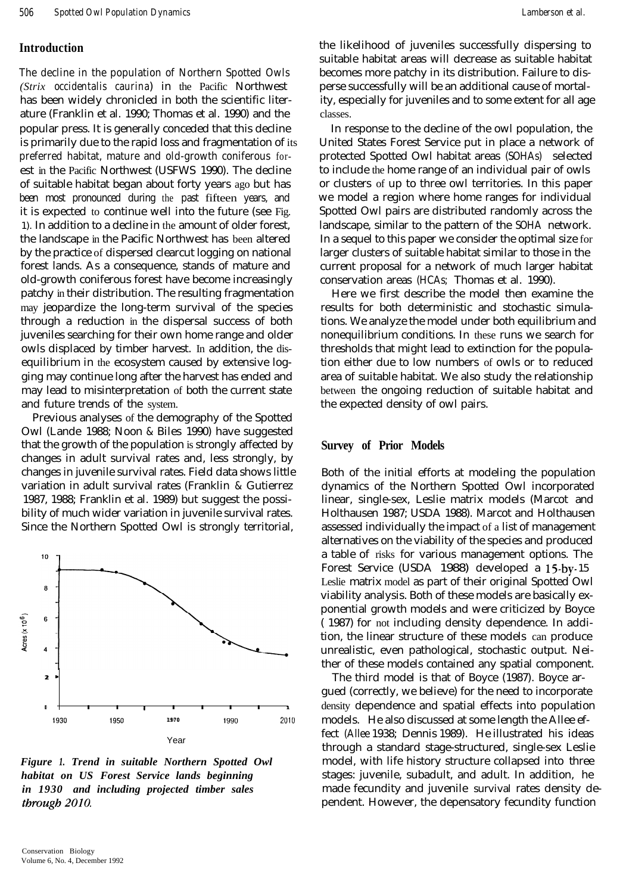## Introduction

The decline in the population of Northern Spotted Owls (*Strix occidentalis caurina*) in the Pacific Northwest has been widely chronicled in both the scientific literature (Franklin et al. 1990; Thomas et al. 1990) and the popular press. It is generally conceded that this decline is primarily due to the rapid loss and fragmentation of its preferred habitat, mature and old-growth coniferous forest in the Pacific Northwest (USFWS 1990). The decline of suitable habitat began about forty years ago but has been most pronounced during the past fifteen years, and it is expected to continue well into the future (see Fig. 1). In addition to a decline in the amount of older forest, the landscape in the Pacific Northwest has been altered by the practice of dispersed clearcut logging on national forest lands. As a consequence, stands of mature and old-growth coniferous forest have become increasingly patchy in their distribution. The resulting fragmentation may jeopardize the long-term survival of the species through a reduction in the dispersal success of both juveniles searching for their own home range and older owls displaced by timber harvest. In addition, the disequilibrium in the ecosystem caused by extensive logging may continue long after the harvest has ended and may lead to misinterpretation of both the current state and future trends of the system.

Previous analyses of the demography of the Spotted Owl (Lande 1988; Noon & Biles 1990) have suggested that the growth of the population is strongly affected by changes in adult survival rates and, less strongly, by changes in juvenile survival rates. Field data shows little variation in adult survival rates (Franklin & Gutierrez 1987, 1988; Franklin et al. 1989) but suggest the possibility of much wider variation in juvenile survival rates. Since the Northern Spotted Owl is strongly territorial, the likelihood of juveniles successfully dispersing to suitable habitat areas will decrease as suitable habitat becomes more patchy in its distribution. Failure to disperse successfully will be an additional cause of mortality, especially for juveniles and to some extent for all age classes.

*Figure 1. Trend in suitable Northern Spotted Owl habitat on US Forest Service lands beginning in 1930 and including projected timber sales through 2010.*

In response to the decline of the owl population, the United States Forest Service put in place a network of protected Spotted Owl habitat areas (SOHAs) selected to include the home range of an individual pair of owls or clusters of up to three owl territories. In this paper we model a region where home ranges for individual Spotted Owl pairs are distributed randomly across the landscape, similar to the pattern of the SOHA network. In a sequel to this paper we consider the optimal size for larger clusters of suitable habitat similar to those in the current proposal for a network of much larger habitat conservation areas (HCAs; Thomas et al. 1990).

Here we first describe the model then examine the results for both deterministic and stochastic simulations. We analyze the model under both equilibrium and nonequilibrium conditions. In these runs we search for thresholds that might lead to extinction for the population either due to low numbers of owls or to reduced area of suitable habitat. We also study the relationship between the ongoing reduction of suitable habitat and the expected density of owl pairs.

## Survey of Prior Models

Both of the initial efforts at modeling the population dynamics of the Northern Spotted Owl incorporated linear, single-sex, Leslie matrix models (Marcot and Holthausen 1987; USDA 1988). Marcot and Holthausen assessed individually the impact of a list of management alternatives on the viability of the species and produced a table of risks for various management options. The Forest Service (USDA 1988) developed a 15-by-15 Leslie matrix model as part of their original Spotted Owl viability analysis. Both of these models are basically exponential growth models and were criticized by Boyce (1987) for not including density dependence. In addition, the linear structure of these models can produce unrealistic, even pathological, stochastic output. Neither of these models contained any spatial component.

The third model is that of Boyce (1987). Boyce argued (correctly, we believe) for the need to incorporate density dependence and spatial effects into population models. He also discussed at some length the Allee effect (Allee 1938; Dennis 1989). He illustrated his ideas through a standard stage-structured, single-sex Leslie model, with life history structure collapsed into three stages: juvenile, subadult, and adult. In addition, he made fecundity and juvenile survival rates density dependent. However, the depensatory fecundity function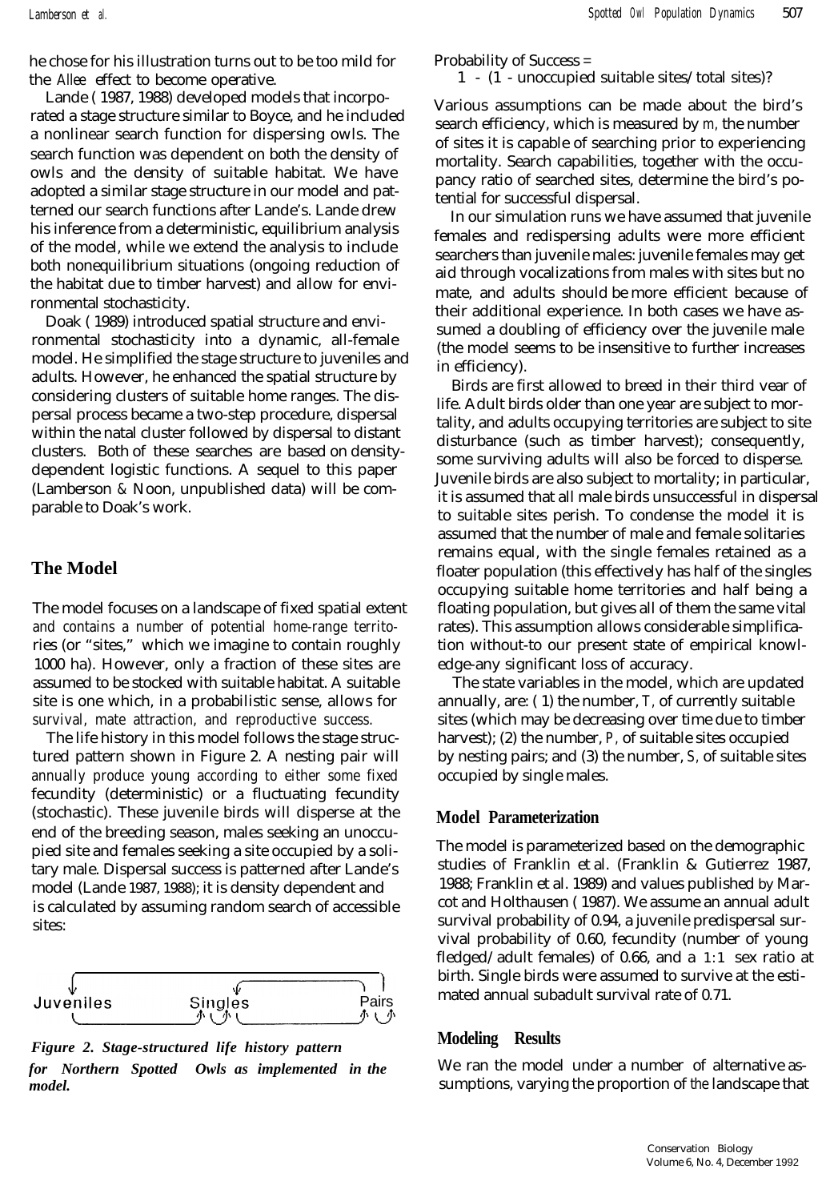he chose for his illustration turns out to be too mild for the Allee effect to become operative.

Lande (1987, 1988) developed models that incorporated a stage structure similar to Boyce, and he included a nonlinear search function for dispersing owls. The search function was dependent on both the density of owls and the density of suitable habitat. We have adopted a similar stage structure in our model and patterned our search functions after Lande's. Lande drew his inference from a deterministic, equilibrium analysis of the model, while we extend the analysis to include both nonequilibrium situations (ongoing reduction of the habitat due to timber harvest) and allow for environmental stochasticity.

Doak (1989) introduced spatial structure and environmental stochasticity into a dynamic, all-female model. He simplified the stage structure to juveniles and adults. However, he enhanced the spatial structure by considering clusters of suitable home ranges. The dispersal process became a two-step procedure, dispersal within the natal cluster followed by dispersal to distant clusters. Both of these searches are based on density-dependent logistic functions. A sequel to this paper (Lamberson & Noon, unpublished data) will be comparable to Doak's work.

## The Model

The model focuses on a landscape of fixed spatial extent and contains a number of potential home-range territories (or "sites," which we imagine to contain roughly 1000 ha). However, only a fraction of these sites are assumed to be stocked with suitable habitat. A suitable site is one which, in a probabilistic sense, allows for survival, mate attraction, and reproductive success.

The life history in this model follows the stage structured pattern shown in Figure 2. A nesting pair will annually produce young according to either some fixed fecundity (deterministic) or a fluctuating fecundity (stochastic). These juvenile birds will disperse at the end of the breeding season, males seeking an unoccupied site and females seeking a site occupied by a solitary male. Dispersal success is patterned after Lande's model (Lande 1987, 1988); it is density dependent and is calculated by assuming random search of accessible sites:

Juveniles — Singles — Pairs

*Figure 2. Stage-structured life history pattern for Northern Spotted Owls as implemented in the model.*

Probability of Success =

1 - (1 - unoccupied suitable sites/total sites)?

Various assumptions can be made about the bird's search efficiency, which is measured by $m$, the number of sites it is capable of searching prior to experiencing mortality. Search capabilities, together with the occupancy ratio of searched sites, determine the bird's potential for successful dispersal.

In our simulation runs we have assumed that juvenile females and redispersing adults were more efficient searchers than juvenile males: juvenile females may get aid through vocalizations from males with sites but no mate, and adults should be more efficient because of their additional experience. In both cases we have assumed a doubling of efficiency over the juvenile male (the model seems to be insensitive to further increases in efficiency).

Birds are first allowed to breed in their third vear of life. Adult birds older than one year are subject to mortality, and adults occupying territories are subject to site disturbance (such as timber harvest); consequently, some surviving adults will also be forced to disperse. Juvenile birds are also subject to mortality; in particular, it is assumed that all male birds unsuccessful in dispersal to suitable sites perish. To condense the model it is assumed that the number of male and female solitaries remains equal, with the single females retained as a floater population (this effectively has half of the singles occupying suitable home territories and half being a floating population, but gives all of them the same vital rates). This assumption allows considerable simplification without-to our present state of empirical knowledge-any significant loss of accuracy.

The state variables in the model, which are updated annually, are: (1) the number, $T$, of currently suitable sites (which may be decreasing over time due to timber harvest); (2) the number, $P$, of suitable sites occupied by nesting pairs; and (3) the number, $S$, of suitable sites occupied by single males.

### Model Parameterization

The model is parameterized based on the demographic studies of Franklin et al. (Franklin & Gutierrez 1987, 1988; Franklin et al. 1989) and values published by Marcot and Holthausen (1987). We assume an annual adult survival probability of 0.94, a juvenile predispersal survival probability of 0.60, fecundity (number of young fledged/adult females) of 0.66, and a 1:1 sex ratio at birth. Single birds were assumed to survive at the estimated annual subadult survival rate of 0.71.

### Modeling Results

We ran the model under a number of alternative assumptions, varying the proportion of the landscape that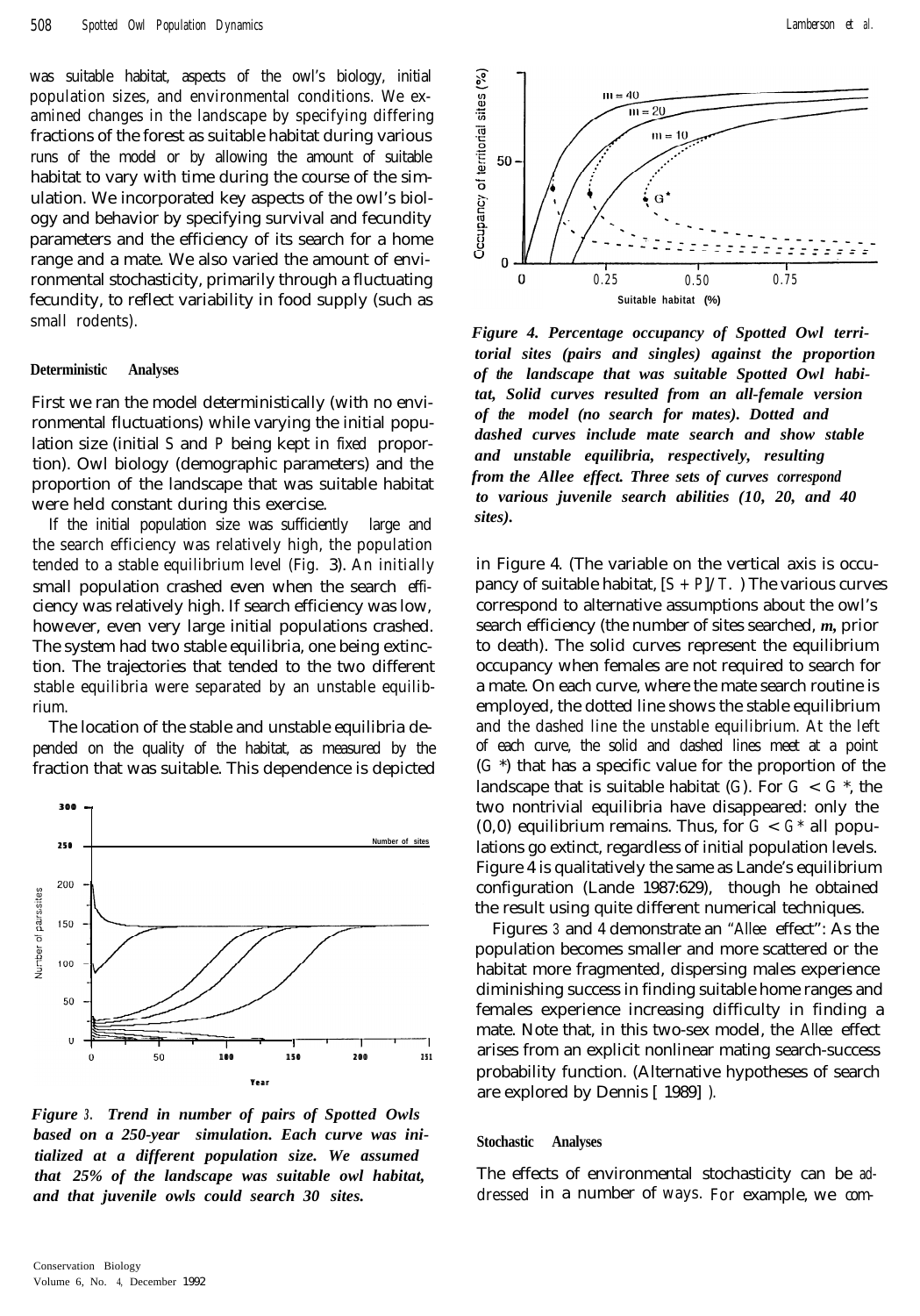was suitable habitat, aspects of the owl's biology, initial population sizes, and environmental conditions. We examined changes in the landscape by specifying differing fractions of the forest as suitable habitat during various runs of the model or by allowing the amount of suitable habitat to vary with time during the course of the simulation. We incorporated key aspects of the owl's biology and behavior by specifying survival and fecundity parameters and the efficiency of its search for a home range and a mate. We also varied the amount of environmental stochasticity, primarily through a fluctuating fecundity, to reflect variability in food supply (such as small rodents).

### Deterministic Analyses

First we ran the model deterministically (with no environmental fluctuations) while varying the initial population size (initial $S$ and $P$ being kept in fixed proportion). Owl biology (demographic parameters) and the proportion of the landscape that was suitable habitat were held constant during this exercise.

If the initial population size was sufficiently large and the search efficiency was relatively high, the population tended to a stable equilibrium level (Fig. 3). An initially small population crashed even when the search efficiency was relatively high. If search efficiency was low, however, even very large initial populations crashed. The system had two stable equilibria, one being extinction. The trajectories that tended to the two different stable equilibria were separated by an unstable equilibrium.

The location of the stable and unstable equilibria depended on the quality of the habitat, as measured by the fraction that was suitable. This dependence is depicted in Figure 4. (The variable on the vertical axis is occupancy of suitable habitat, $[S + P]/T$.) The various curves correspond to alternative assumptions about the owl's search efficiency (the number of sites searched, $m$, prior to death). The solid curves represent the equilibrium occupancy when females are not required to search for a mate. On each curve, where the mate search routine is employed, the dotted line shows the stable equilibrium and the dashed line the unstable equilibrium. At the left of each curve, the solid and dashed lines meet at a point ($G^*$) that has a specific value for the proportion of the landscape that is suitable habitat ($G$). For $G < G^*$, the two nontrivial equilibria have disappeared: only the (0,0) equilibrium remains. Thus, for $G < G^*$ all populations go extinct, regardless of initial population levels. Figure 4 is qualitatively the same as Lande's equilibrium configuration (Lande 1987:629), though he obtained the result using quite different numerical techniques.

Figures 3 and 4 demonstrate an "Allee effect": As the population becomes smaller and more scattered or the habitat more fragmented, dispersing males experience diminishing success in finding suitable home ranges and females experience increasing difficulty in finding a mate. Note that, in this two-sex model, the Allee effect arises from an explicit nonlinear mating search-success probability function. (Alternative hypotheses of search are explored by Dennis [1989].)

*Figure 3. Trend in number of pairs of Spotted Owls based on a 250-year simulation. Each curve was initialized at a different population size. We assumed that 25% of the landscape was suitable owl habitat, and that juvenile owls could search 30 sites.*

*Figure 4. Percentage occupancy of Spotted Owl territorial sites (pairs and singles) against the proportion of the landscape that was suitable Spotted Owl habitat, Solid curves resulted from an all-female version of the model (no search for mates). Dotted and dashed curves include mate search and show stable and unstable equilibria, respectively, resulting from the Allee effect. Three sets of curves correspond to various juvenile search abilities (10, 20, and 40 sites).*

### Stochastic Analyses

The effects of environmental stochasticity can be addressed in a number of ways. For example, we com-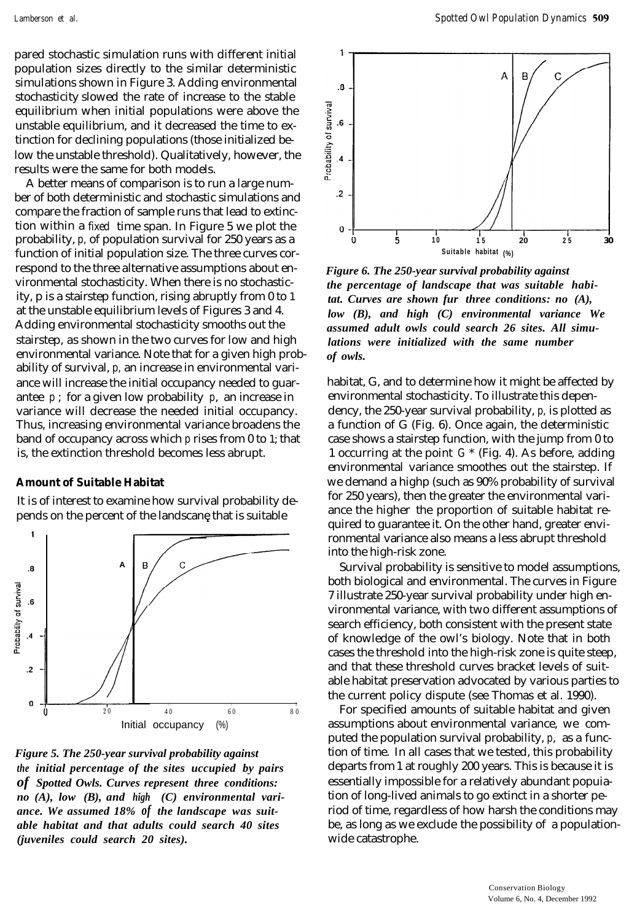pared stochastic simulation runs with different initial population sizes directly to the similar deterministic simulations shown in Figure 3. Adding environmental stochasticity slowed the rate of increase to the stable equilibrium when initial populations were above the unstable equilibrium, and it decreased the time to extinction for declining populations (those initialized below the unstable threshold). Qualitatively, however, the results were the same for both models.

A better means of comparison is to run a large number of both deterministic and stochastic simulations and compare the fraction of sample runs that lead to extinction within a fixed time span. In Figure 5 we plot the probability, $p$, of population survival for 250 years as a function of initial population size. The three curves correspond to the three alternative assumptions about environmental stochasticity. When there is no stochasticity, p is a stairstep function, rising abruptly from 0 to 1 at the unstable equilibrium levels of Figures 3 and 4. Adding environmental stochasticity smooths out the stairstep, as shown in the two curves for low and high environmental variance. Note that for a given high probability of survival, $p$, an increase in environmental variance will increase the initial occupancy needed to guarantee $p$; for a given low probability $p$, an increase in variance will decrease the needed initial occupancy. Thus, increasing environmental variance broadens the band of occupancy across which $p$ rises from 0 to 1; that is, the extinction threshold becomes less abrupt.

### Amount of Suitable Habitat

It is of interest to examine how survival probability depends on the percent of the landscape that is suitable habitat, G, and to determine how it might be affected by environmental stochasticity. To illustrate this dependency, the 250-year survival probability, $p$, is plotted as a function of G (Fig. 6). Once again, the deterministic case shows a stairstep function, with the jump from 0 to 1 occurring at the point $G^*$ (Fig. 4). As before, adding environmental variance smoothes out the stairstep. If we demand a high $p$ (such as 90% probability of survival for 250 years), then the greater the environmental variance the higher the proportion of suitable habitat required to guarantee it. On the other hand, greater environmental variance also means a less abrupt threshold into the high-risk zone.

*Figure 5. The 250-year survival probability against the initial percentage of the sites uccupied by pairs of Spotted Owls. Curves represent three conditions: no (A), low (B), and high (C) environmental variance. We assumed 18% of the landscape was suitable habitat and that adults could search 40 sites (juveniles could search 20 sites).*

*Figure 6. The 250-year survival probability against the percentage of landscape that was suitable habitat. Curves are shown fur three conditions: no (A), low (B), and high (C) environmental variance We assumed adult owls could search 26 sites. All simulations were initialized with the same number of owls.*

Survival probability is sensitive to model assumptions, both biological and environmental. The curves in Figure 7 illustrate 250-year survival probability under high environmental variance, with two different assumptions of search efficiency, both consistent with the present state of knowledge of the owl's biology. Note that in both cases the threshold into the high-risk zone is quite steep, and that these threshold curves bracket levels of suitable habitat preservation advocated by various parties to the current policy dispute (see Thomas et al. 1990).

For specified amounts of suitable habitat and given assumptions about environmental variance, we computed the population survival probability, $p$, as a function of time. In all cases that we tested, this probability departs from 1 at roughly 200 years. This is because it is essentially impossible for a relatively abundant popuiation of long-lived animals to go extinct in a shorter period of time, regardless of how harsh the conditions may be, as long as we exclude the possibility of a population-wide catastrophe.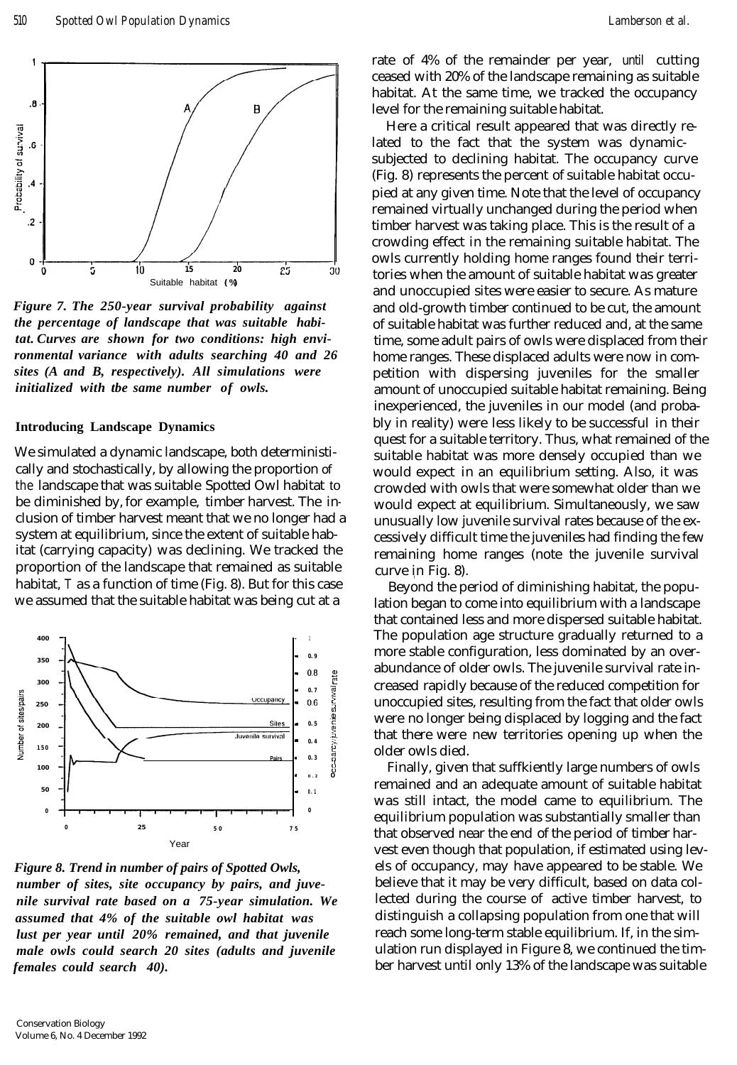*Figure 7. The 250-year survival probability against the percentage of landscape that was suitable habitat. Curves are shown for two conditions: high environmental variance with adults searching 40 and 26 sites (A and B, respectively). All simulations were initialized with tbe same number of owls.*

## Introducing Landscape Dynamics

We simulated a dynamic landscape, both deterministically and stochastically, by allowing the proportion of the landscape that was suitable Spotted Owl habitat to be diminished by, for example, timber harvest. The inclusion of timber harvest meant that we no longer had a system at equilibrium, since the extent of suitable habitat (carrying capacity) was declining. We tracked the proportion of the landscape that remained as suitable habitat, T as a function of time (Fig. 8). But for this case we assumed that the suitable habitat was being cut at a rate of 4% of the remainder per year, until cutting ceased with 20% of the landscape remaining as suitable habitat. At the same time, we tracked the occupancy level for the remaining suitable habitat.

*Figure 8. Trend in number of pairs of Spotted Owls, number of sites, site occupancy by pairs, and juvenile survival rate based on a 75-year simulation. We assumed that 4% of the suitable owl habitat was lust per year until 20% remained, and that juvenile male owls could search 20 sites (adults and juvenile females could search 40).*

Here a critical result appeared that was directly related to the fact that the system was dynamic-subjected to declining habitat. The occupancy curve (Fig. 8) represents the percent of suitable habitat occupied at any given time. Note that the level of occupancy remained virtually unchanged during the period when timber harvest was taking place. This is the result of a crowding effect in the remaining suitable habitat. The owls currently holding home ranges found their territories when the amount of suitable habitat was greater and unoccupied sites were easier to secure. As mature and old-growth timber continued to be cut, the amount of suitable habitat was further reduced and, at the same time, some adult pairs of owls were displaced from their home ranges. These displaced adults were now in competition with dispersing juveniles for the smaller amount of unoccupied suitable habitat remaining. Being inexperienced, the juveniles in our model (and probably in reality) were less likely to be successful in their quest for a suitable territory. Thus, what remained of the suitable habitat was more densely occupied than we would expect in an equilibrium setting. Also, it was crowded with owls that were somewhat older than we would expect at equilibrium. Simultaneously, we saw unusually low juvenile survival rates because of the excessively difficult time the juveniles had finding the few remaining home ranges (note the juvenile survival curve in Fig. 8).

Beyond the period of diminishing habitat, the population began to come into equilibrium with a landscape that contained less and more dispersed suitable habitat. The population age structure gradually returned to a more stable configuration, less dominated by an overabundance of older owls. The juvenile survival rate increased rapidly because of the reduced competition for unoccupied sites, resulting from the fact that older owls were no longer being displaced by logging and the fact that there were new territories opening up when the older owls died.

Finally, given that suffkiently large numbers of owls remained and an adequate amount of suitable habitat was still intact, the model came to equilibrium. The equilibrium population was substantially smaller than that observed near the end of the period of timber harvest even though that population, if estimated using levels of occupancy, may have appeared to be stable. We believe that it may be very difficult, based on data collected during the course of active timber harvest, to distinguish a collapsing population from one that will reach some long-term stable equilibrium. If, in the simulation run displayed in Figure 8, we continued the timber harvest until only 13% of the landscape was suitable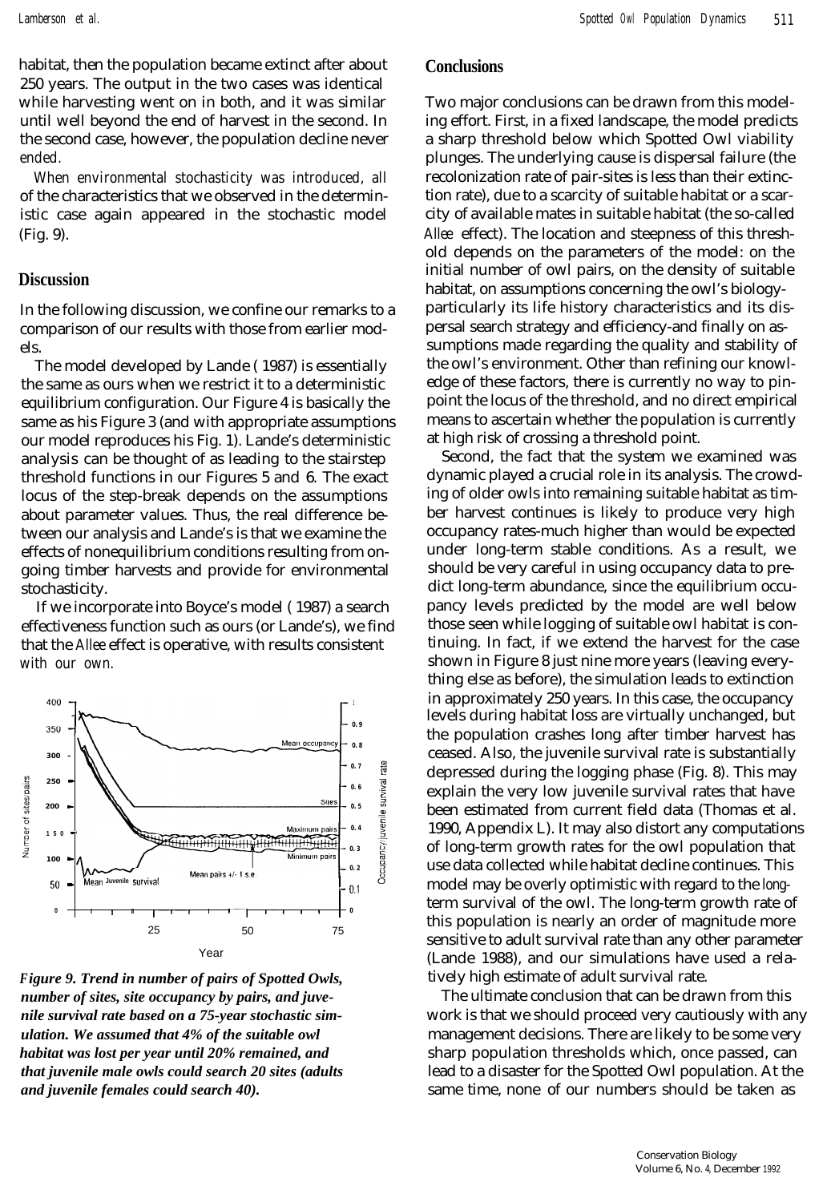habitat, then the population became extinct after about 250 years. The output in the two cases was identical while harvesting went on in both, and it was similar until well beyond the end of harvest in the second. In the second case, however, the population decline never ended.

When environmental stochasticity was introduced, all of the characteristics that we observed in the deterministic case again appeared in the stochastic model (Fig. 9).

## Discussion

In the following discussion, we confine our remarks to a comparison of our results with those from earlier models.

The model developed by Lande (1987) is essentially the same as ours when we restrict it to a deterministic equilibrium configuration. Our Figure 4 is basically the same as his Figure 3 (and with appropriate assumptions our model reproduces his Fig. 1). Lande's deterministic analysis can be thought of as leading to the stairstep threshold functions in our Figures 5 and 6. The exact locus of the step-break depends on the assumptions about parameter values. Thus, the real difference between our analysis and Lande's is that we examine the effects of nonequilibrium conditions resulting from ongoing timber harvests and provide for environmental stochasticity.

If we incorporate into Boyce's model (1987) a search effectiveness function such as ours (or Lande's), we find that the *Allee* effect is operative, with results consistent with our own.

*Figure 9. Trend in number of pairs of Spotted Owls, number of sites, site occupancy by pairs, and juvenile survival rate based on a 75-year stochastic simulation. We assumed that 4% of the suitable owl habitat was lost per year until 20% remained, and that juvenile male owls could search 20 sites (adults and juvenile females could search 40).*

## Conclusions

Two major conclusions can be drawn from this modeling effort. First, in a fixed landscape, the model predicts a sharp threshold below which Spotted Owl viability plunges. The underlying cause is dispersal failure (the recolonization rate of pair-sites is less than their extinction rate), due to a scarcity of suitable habitat or a scarcity of available mates in suitable habitat (the so-called *Allee* effect). The location and steepness of this threshold depends on the parameters of the model: on the initial number of owl pairs, on the density of suitable habitat, on assumptions concerning the owl's biology-particularly its life history characteristics and its dispersal search strategy and efficiency-and finally on assumptions made regarding the quality and stability of the owl's environment. Other than refining our knowledge of these factors, there is currently no way to pinpoint the locus of the threshold, and no direct empirical means to ascertain whether the population is currently at high risk of crossing a threshold point.

Second, the fact that the system we examined was dynamic played a crucial role in its analysis. The crowding of older owls into remaining suitable habitat as timber harvest continues is likely to produce very high occupancy rates-much higher than would be expected under long-term stable conditions. As a result, we should be very careful in using occupancy data to predict long-term abundance, since the equilibrium occupancy levels predicted by the model are well below those seen while logging of suitable owl habitat is continuing. In fact, if we extend the harvest for the case shown in Figure 8 just nine more years (leaving everything else as before), the simulation leads to extinction in approximately 250 years. In this case, the occupancy levels during habitat loss are virtually unchanged, but the population crashes long after timber harvest has ceased. Also, the juvenile survival rate is substantially depressed during the logging phase (Fig. 8). This may explain the very low juvenile survival rates that have been estimated from current field data (Thomas et al. 1990, Appendix L). It may also distort any computations of long-term growth rates for the owl population that use data collected while habitat decline continues. This model may be overly optimistic with regard to the long-term survival of the owl. The long-term growth rate of this population is nearly an order of magnitude more sensitive to adult survival rate than any other parameter (Lande 1988), and our simulations have used a relatively high estimate of adult survival rate.

The ultimate conclusion that can be drawn from this work is that we should proceed very cautiously with any management decisions. There are likely to be some very sharp population thresholds which, once passed, can lead to a disaster for the Spotted Owl population. At the same time, none of our numbers should be taken as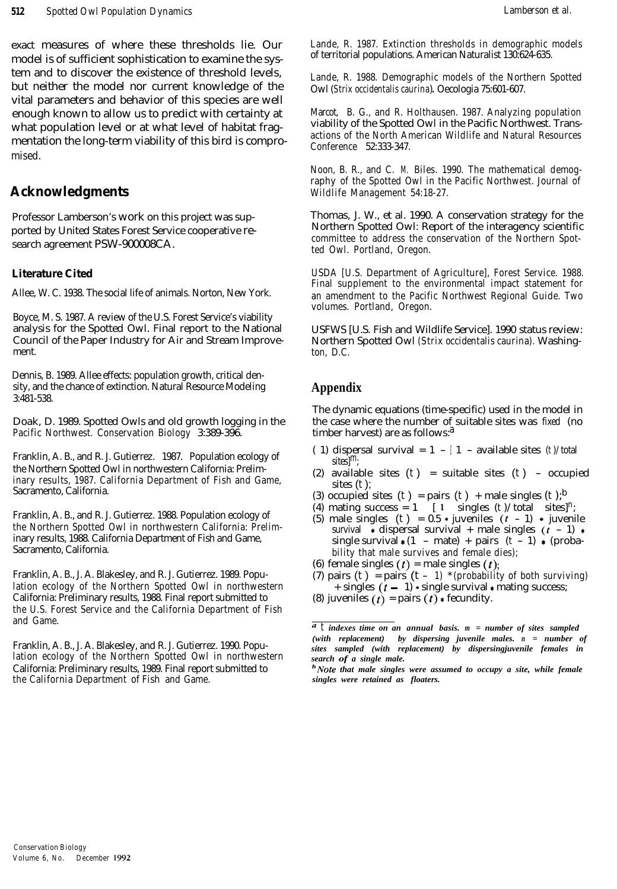exact measures of where these thresholds lie. Our model is of sufficient sophistication to examine the system and to discover the existence of threshold levels, but neither the model nor current knowledge of the vital parameters and behavior of this species are well enough known to allow us to predict with certainty at what population level or at what level of habitat fragmentation the long-term viability of this bird is compromised.

## Acknowledgments

Professor Lamberson's work on this project was supported by United States Forest Service cooperative research agreement PSW-900008CA.

### Literature Cited

Allee, W. C. 1938. The social life of animals. Norton, New York.

Boyce, M. S. 1987. A review of the U.S. Forest Service's viability analysis for the Spotted Owl. Final report to the National Council of the Paper Industry for Air and Stream Improvement.

Dennis, B. 1989. Allee effects: population growth, critical density, and the chance of extinction. Natural Resource Modeling 3:481-538.

Doak, D. 1989. Spotted Owls and old growth logging in the Pacific Northwest. Conservation Biology 3:389-396.

Franklin, A. B., and R. J. Gutierrez. 1987. Population ecology of the Northern Spotted Owl in northwestern California: Preliminary results, 1987. California Department of Fish and Game, Sacramento, California.

Franklin, A. B., and R. J. Gutierrez. 1988. Population ecology of the Northern Spotted Owl in northwestern California: Preliminary results, 1988. California Department of Fish and Game, Sacramento, California.

Franklin, A. B., J. A. Blakesley, and R. J. Gutierrez. 1989. Population ecology of the Northern Spotted Owl in northwestern California: Preliminary results, 1988. Final report submitted to the U.S. Forest Service and the California Department of Fish and Game.

Franklin, A. B., J. A. Blakesley, and R. J. Gutierrez. 1990. Population ecology of the Northern Spotted Owl in northwestern California: Preliminary results, 1989. Final report submitted to the California Department of Fish and Game.

Lande, R. 1987. Extinction thresholds in demographic models of territorial populations. American Naturalist 130:624-635.

Lande, R. 1988. Demographic models of the Northern Spotted Owl (*Strix occidentalis caurina*). Oecologia 75:601-607.

Marcot, B. G., and R. Holthausen. 1987. Analyzing population viability of the Spotted Owl in the Pacific Northwest. Transactions of the North American Wildlife and Natural Resources Conference 52:333-347.

Noon, B. R., and C. M. Biles. 1990. The mathematical demography of the Spotted Owl in the Pacific Northwest. Journal of Wildlife Management 54:18-27.

Thomas, J. W., et al. 1990. A conservation strategy for the Northern Spotted Owl: Report of the interagency scientific committee to address the conservation of the Northern Spotted Owl. Portland, Oregon.

USDA [U.S. Department of Agriculture], Forest Service. 1988. Final supplement to the environmental impact statement for an amendment to the Pacific Northwest Regional Guide. Two volumes. Portland, Oregon.

USFWS [U.S. Fish and Wildlife Service]. 1990 status review: Northern Spotted Owl (*Strix occidentalis caurina*). Washington, D.C.

## Appendix

The dynamic equations (time-specific) used in the model in the case where the number of suitable sites was *fixed* (no timber harvest) are as follows:[a]

(1) dispersal survival = 1 – [1 – available sites ($t$)/total sites]$^m$;

(2) available sites ($t$) = suitable sites ($t$) – occupied sites ($t$);

(3) occupied sites ($t$) = pairs ($t$) + male singles ($t$);[b]

(4) mating success = 1 – [1 – singles ($t$)/total sites]$^n$;

(5) male singles ($t$) = 0.5 * juveniles ($t$ – 1) * juvenile survival * dispersal survival + male singles ($t$ – 1) * single survival * (1 – mate) + pairs ($t$ – 1) * (probability that male survives and female dies);

(6) female singles ($t$) = male singles ($t$);

(7) pairs ($t$) = pairs ($t$ – 1) * (probability of both surviving) + singles ($t$ – 1) * single survival * mating success;

(8) juveniles ($t$) = pairs ($t$) * fecundity.

[a] $t$ indexes time on an annual basis. $m$ = number of sites sampled (with replacement) by dispersing juvenile males. $n$ = number of sites sampled (with replacement) by dispersing juvenile females in search of a single male.

[b] Note that male singles were assumed to occupy a site, while female singles were retained as floaters.